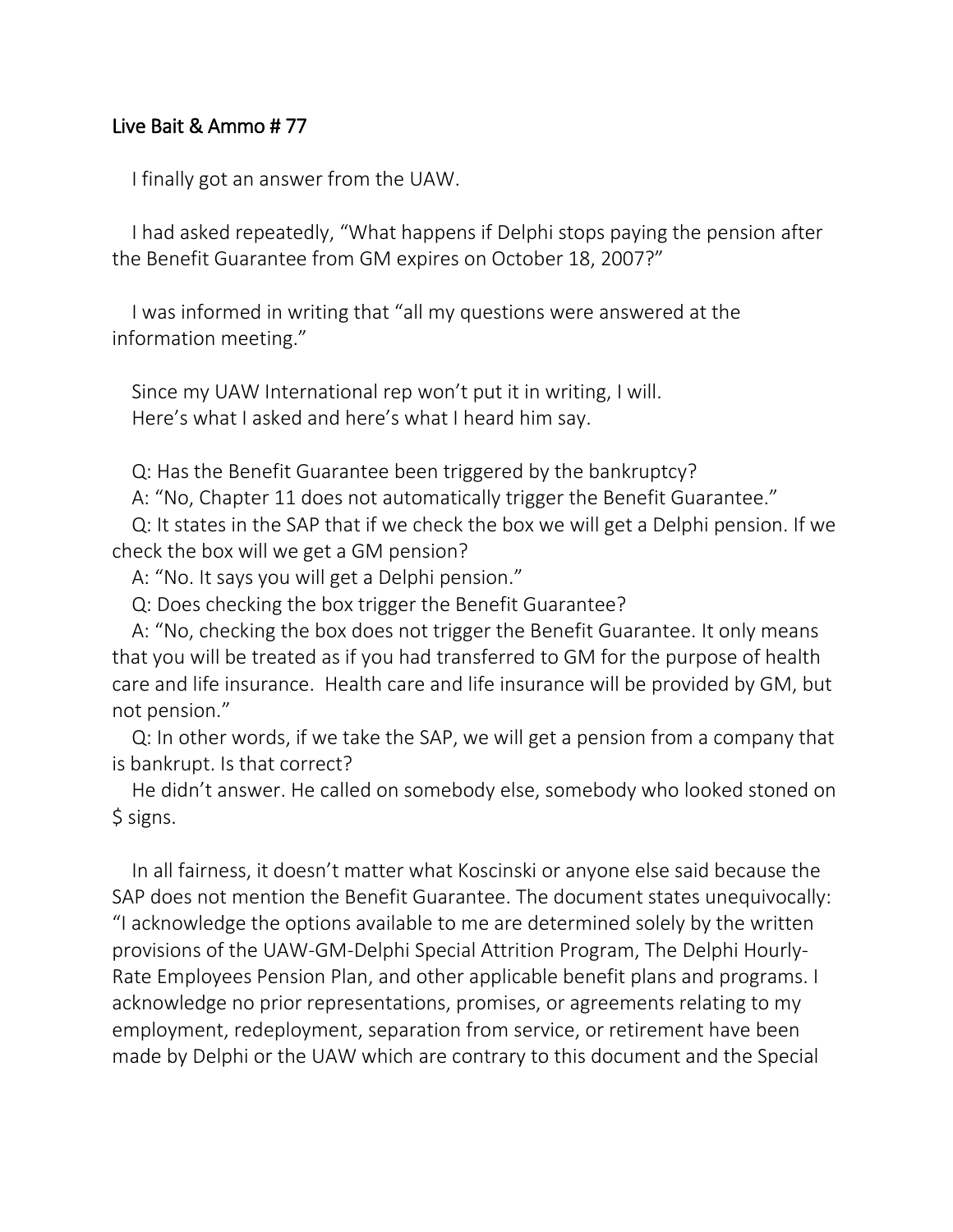## Live Bait & Ammo # 77

I finally got an answer from the UAW.

I had asked repeatedly, "What happens if Delphi stops paying the pension after the Benefit Guarantee from GM expires on October 18, 2007?"

I was informed in writing that "all my questions were answered at the information meeting."

Since my UAW International rep won't put it in writing, I will.
Here's what I asked and here's what I heard him say.

Q: Has the Benefit Guarantee been triggered by the bankruptcy?
A: "No, Chapter 11 does not automatically trigger the Benefit Guarantee."
Q: It states in the SAP that if we check the box we will get a Delphi pension. If we check the box will we get a GM pension?
A: "No. It says you will get a Delphi pension."
Q: Does checking the box trigger the Benefit Guarantee?
A: "No, checking the box does not trigger the Benefit Guarantee. It only means that you will be treated as if you had transferred to GM for the purpose of health care and life insurance. Health care and life insurance will be provided by GM, but not pension."
Q: In other words, if we take the SAP, we will get a pension from a company that is bankrupt. Is that correct?
He didn't answer. He called on somebody else, somebody who looked stoned on $ signs.

In all fairness, it doesn't matter what Koscinski or anyone else said because the SAP does not mention the Benefit Guarantee. The document states unequivocally: "I acknowledge the options available to me are determined solely by the written provisions of the UAW-GM-Delphi Special Attrition Program, The Delphi Hourly-Rate Employees Pension Plan, and other applicable benefit plans and programs. I acknowledge no prior representations, promises, or agreements relating to my employment, redeployment, separation from service, or retirement have been made by Delphi or the UAW which are contrary to this document and the Special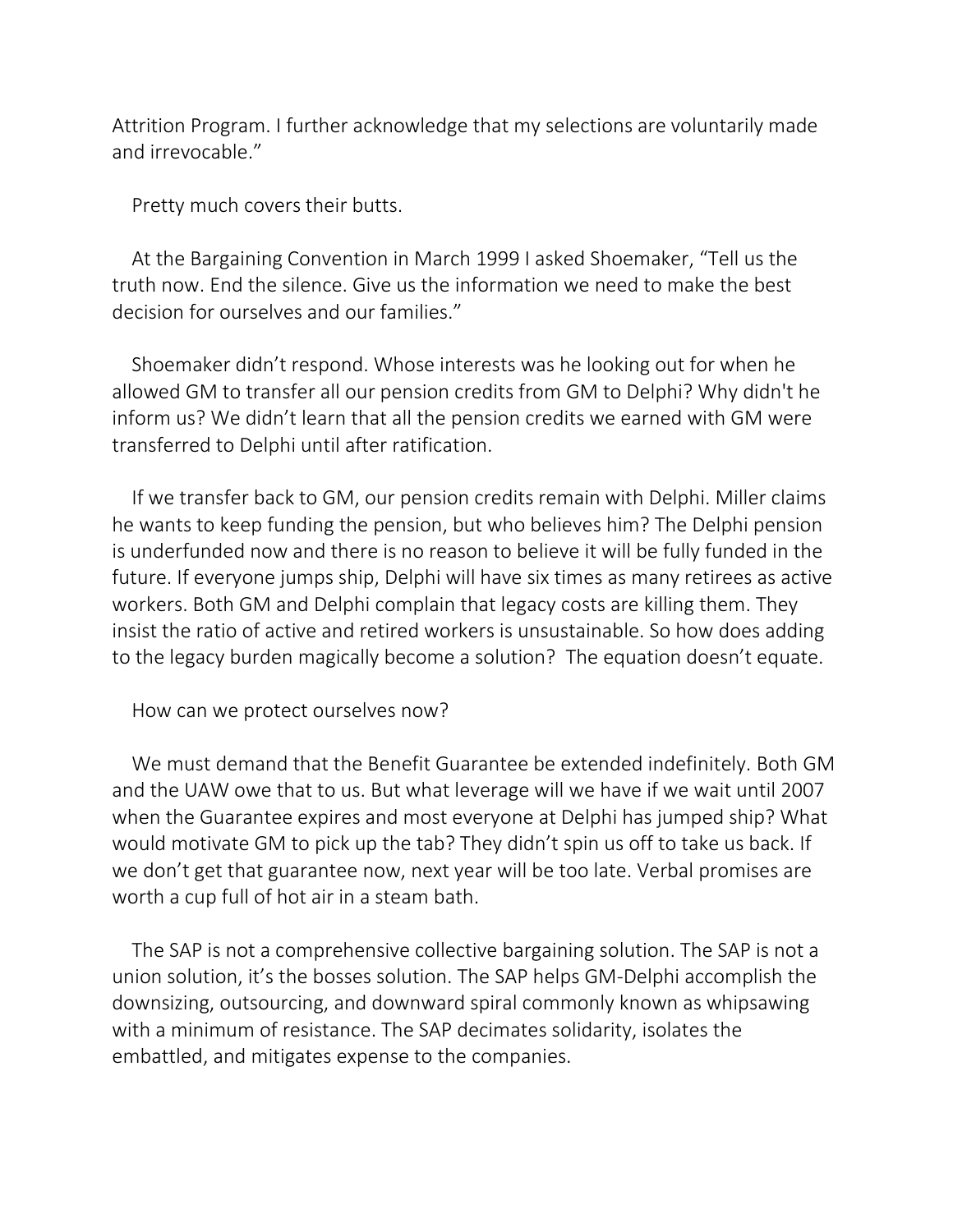Attrition Program. I further acknowledge that my selections are voluntarily made and irrevocable."

Pretty much covers their butts.

At the Bargaining Convention in March 1999 I asked Shoemaker, "Tell us the truth now. End the silence. Give us the information we need to make the best decision for ourselves and our families."

Shoemaker didn't respond. Whose interests was he looking out for when he allowed GM to transfer all our pension credits from GM to Delphi? Why didn't he inform us? We didn't learn that all the pension credits we earned with GM were transferred to Delphi until after ratification.

If we transfer back to GM, our pension credits remain with Delphi. Miller claims he wants to keep funding the pension, but who believes him? The Delphi pension is underfunded now and there is no reason to believe it will be fully funded in the future. If everyone jumps ship, Delphi will have six times as many retirees as active workers. Both GM and Delphi complain that legacy costs are killing them. They insist the ratio of active and retired workers is unsustainable. So how does adding to the legacy burden magically become a solution? The equation doesn't equate.

How can we protect ourselves now?

We must demand that the Benefit Guarantee be extended indefinitely. Both GM and the UAW owe that to us. But what leverage will we have if we wait until 2007 when the Guarantee expires and most everyone at Delphi has jumped ship? What would motivate GM to pick up the tab? They didn't spin us off to take us back. If we don't get that guarantee now, next year will be too late. Verbal promises are worth a cup full of hot air in a steam bath.

The SAP is not a comprehensive collective bargaining solution. The SAP is not a union solution, it's the bosses solution. The SAP helps GM-Delphi accomplish the downsizing, outsourcing, and downward spiral commonly known as whipsawing with a minimum of resistance. The SAP decimates solidarity, isolates the embattled, and mitigates expense to the companies.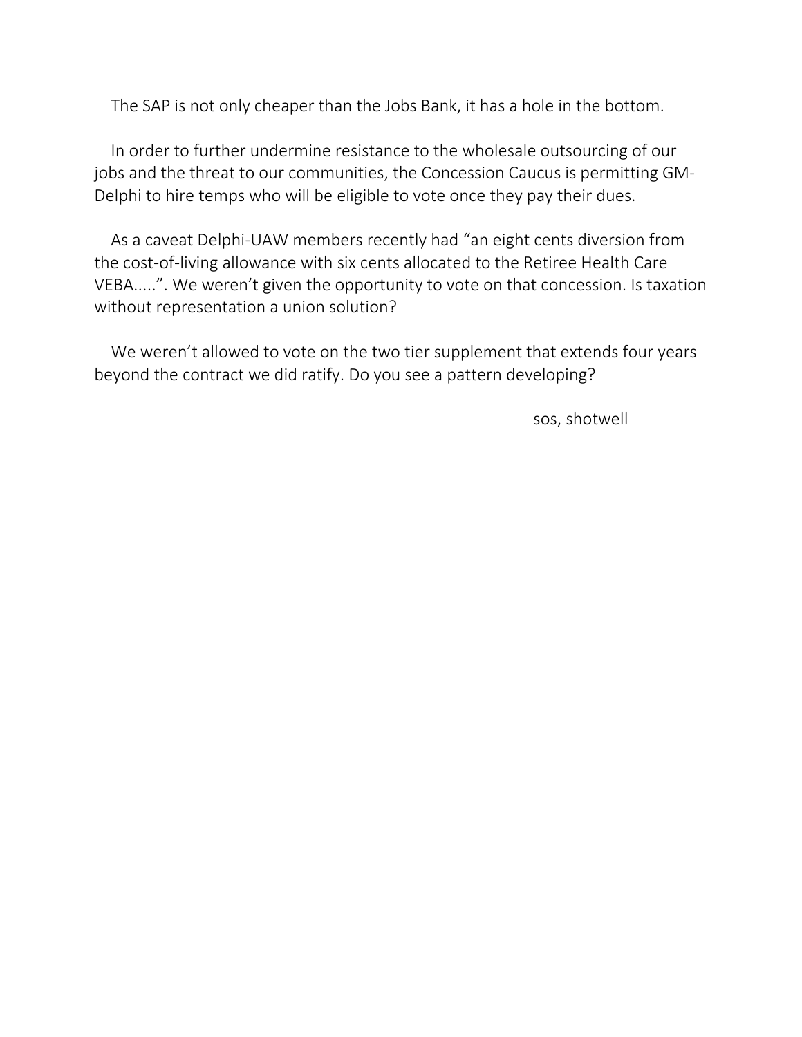The SAP is not only cheaper than the Jobs Bank, it has a hole in the bottom.

In order to further undermine resistance to the wholesale outsourcing of our jobs and the threat to our communities, the Concession Caucus is permitting GM-Delphi to hire temps who will be eligible to vote once they pay their dues.

As a caveat Delphi-UAW members recently had "an eight cents diversion from the cost-of-living allowance with six cents allocated to the Retiree Health Care VEBA.....". We weren't given the opportunity to vote on that concession. Is taxation without representation a union solution?

We weren't allowed to vote on the two tier supplement that extends four years beyond the contract we did ratify. Do you see a pattern developing?

sos, shotwell